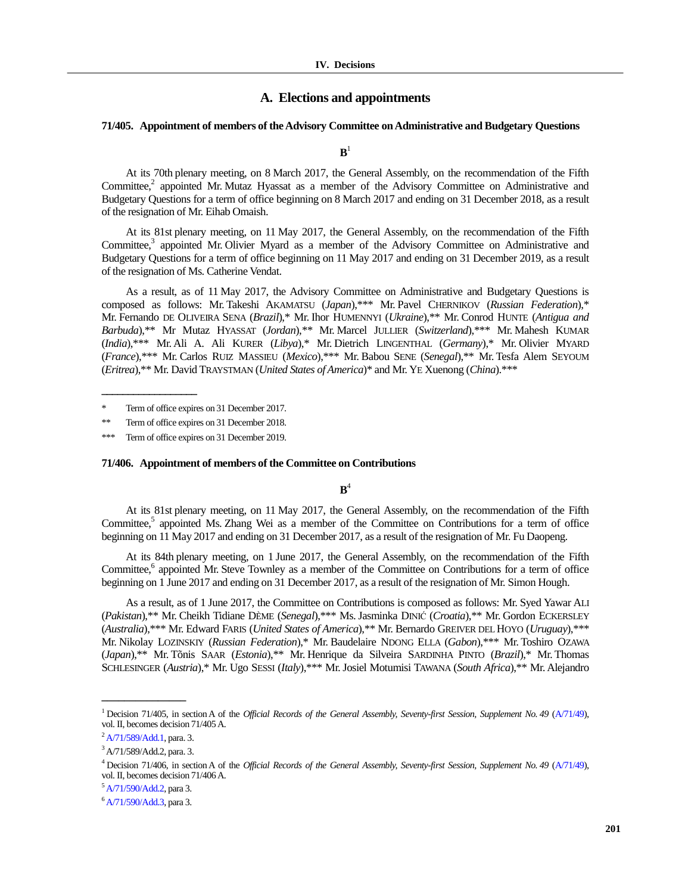# IV. Decisions

## A. Elections and appointments

### 71/405. Appointment of members of the Advisory Committee on Administrative and Budgetary Questions

**B**[1]

At its 70th plenary meeting, on 8 March 2017, the General Assembly, on the recommendation of the Fifth Committee,[2] appointed Mr. Mutaz Hyassat as a member of the Advisory Committee on Administrative and Budgetary Questions for a term of office beginning on 8 March 2017 and ending on 31 December 2018, as a result of the resignation of Mr. Eihab Omaish.

At its 81st plenary meeting, on 11 May 2017, the General Assembly, on the recommendation of the Fifth Committee,[3] appointed Mr. Olivier Myard as a member of the Advisory Committee on Administrative and Budgetary Questions for a term of office beginning on 11 May 2017 and ending on 31 December 2019, as a result of the resignation of Ms. Catherine Vendat.

As a result, as of 11 May 2017, the Advisory Committee on Administrative and Budgetary Questions is composed as follows: Mr. Takeshi AKAMATSU (*Japan*),*** Mr. Pavel CHERNIKOV (*Russian Federation*),* Mr. Fernando DE OLIVEIRA SENA (*Brazil*),* Mr. Ihor HUMENNYI (*Ukraine*),** Mr. Conrod HUNTE (*Antigua and Barbuda*),** Mr Mutaz HYASSAT (*Jordan*),** Mr. Marcel JULLIER (*Switzerland*),*** Mr. Mahesh KUMAR (*India*),*** Mr. Ali A. Ali KURER (*Libya*),* Mr. Dietrich LINGENTHAL (*Germany*),* Mr. Olivier MYARD (*France*),*** Mr. Carlos RUIZ MASSIEU (*Mexico*),*** Mr. Babou SENE (*Senegal*),** Mr. Tesfa Alem SEYOUM (*Eritrea*),** Mr. David TRAYSTMAN (*United States of America*)* and Mr. YE Xuenong (*China*).***

---

\* Term of office expires on 31 December 2017.

\*\* Term of office expires on 31 December 2018.

\*\*\* Term of office expires on 31 December 2019.

### 71/406. Appointment of members of the Committee on Contributions

**B**[4]

At its 81st plenary meeting, on 11 May 2017, the General Assembly, on the recommendation of the Fifth Committee,[5] appointed Ms. Zhang Wei as a member of the Committee on Contributions for a term of office beginning on 11 May 2017 and ending on 31 December 2017, as a result of the resignation of Mr. Fu Daopeng.

At its 84th plenary meeting, on 1 June 2017, the General Assembly, on the recommendation of the Fifth Committee,[6] appointed Mr. Steve Townley as a member of the Committee on Contributions for a term of office beginning on 1 June 2017 and ending on 31 December 2017, as a result of the resignation of Mr. Simon Hough.

As a result, as of 1 June 2017, the Committee on Contributions is composed as follows: Mr. Syed Yawar ALI (*Pakistan*),** Mr. Cheikh Tidiane DÈME (*Senegal*),*** Ms. Jasminka DINIĆ (*Croatia*),** Mr. Gordon ECKERSLEY (*Australia*),*** Mr. Edward FARIS (*United States of America*),** Mr. Bernardo GREIVER DEL HOYO (*Uruguay*),*** Mr. Nikolay LOZINSKIY (*Russian Federation*),* Mr. Baudelaire NDONG ELLA (*Gabon*),*** Mr. Toshiro OZAWA (*Japan*),** Mr. Tõnis SAAR (*Estonia*),** Mr. Henrique da Silveira SARDINHA PINTO (*Brazil*),* Mr. Thomas SCHLESINGER (*Austria*),* Mr. Ugo SESSI (*Italy*),*** Mr. Josiel Motumisi TAWANA (*South Africa*),** Mr. Alejandro

---

[1] Decision 71/405, in section A of the *Official Records of the General Assembly, Seventy-first Session, Supplement No. 49* (A/71/49), vol. II, becomes decision 71/405 A.

[2] A/71/589/Add.1, para. 3.

[3] A/71/589/Add.2, para. 3.

[4] Decision 71/406, in section A of the *Official Records of the General Assembly, Seventy-first Session, Supplement No. 49* (A/71/49), vol. II, becomes decision 71/406 A.

[5] A/71/590/Add.2, para 3.

[6] A/71/590/Add.3, para 3.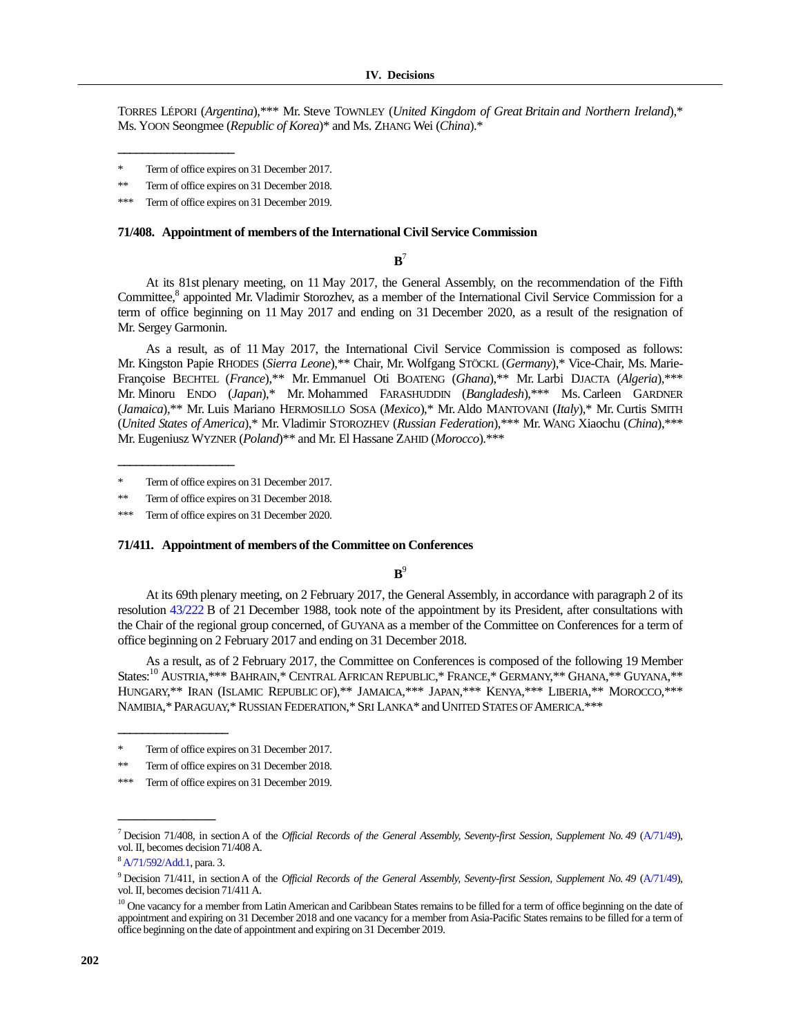TORRES LÉPORI (*Argentina*),*** Mr. Steve TOWNLEY (*United Kingdom of Great Britain and Northern Ireland*),* Ms. YOON Seongmee (*Republic of Korea*)* and Ms. ZHANG Wei (*China*).*

___________________

\* Term of office expires on 31 December 2017.

\*\* Term of office expires on 31 December 2018.

\*\*\* Term of office expires on 31 December 2019.

### 71/408. Appointment of members of the International Civil Service Commission

**B**[7]

At its 81st plenary meeting, on 11 May 2017, the General Assembly, on the recommendation of the Fifth Committee,[8] appointed Mr. Vladimir Storozhev, as a member of the International Civil Service Commission for a term of office beginning on 11 May 2017 and ending on 31 December 2020, as a result of the resignation of Mr. Sergey Garmonin.

As a result, as of 11 May 2017, the International Civil Service Commission is composed as follows: Mr. Kingston Papie RHODES (*Sierra Leone*),** Chair, Mr. Wolfgang STÖCKL (*Germany*),* Vice-Chair, Ms. Marie-Françoise BECHTEL (*France*),** Mr. Emmanuel Oti BOATENG (*Ghana*),** Mr. Larbi DJACTA (*Algeria*),*** Mr. Minoru ENDO (*Japan*),* Mr. Mohammed FARASHUDDIN (*Bangladesh*),*** Ms. Carleen GARDNER (*Jamaica*),** Mr. Luis Mariano HERMOSILLO SOSA (*Mexico*),* Mr. Aldo MANTOVANI (*Italy*),* Mr. Curtis SMITH (*United States of America*),* Mr. Vladimir STOROZHEV (*Russian Federation*),*** Mr. WANG Xiaochu (*China*),*** Mr. Eugeniusz WYZNER (*Poland*)** and Mr. El Hassane ZAHID (*Morocco*).***

___________________

\* Term of office expires on 31 December 2017.

\*\* Term of office expires on 31 December 2018.

\*\*\* Term of office expires on 31 December 2020.

### 71/411. Appointment of members of the Committee on Conferences

**B**[9]

At its 69th plenary meeting, on 2 February 2017, the General Assembly, in accordance with paragraph 2 of its resolution 43/222 B of 21 December 1988, took note of the appointment by its President, after consultations with the Chair of the regional group concerned, of GUYANA as a member of the Committee on Conferences for a term of office beginning on 2 February 2017 and ending on 31 December 2018.

As a result, as of 2 February 2017, the Committee on Conferences is composed of the following 19 Member States:[10] AUSTRIA,*** BAHRAIN,* CENTRAL AFRICAN REPUBLIC,* FRANCE,* GERMANY,** GHANA,** GUYANA,** HUNGARY,** IRAN (ISLAMIC REPUBLIC OF),** JAMAICA,*** JAPAN,*** KENYA,*** LIBERIA,** MOROCCO,*** NAMIBIA,* PARAGUAY,* RUSSIAN FEDERATION,* SRI LANKA* and UNITED STATES OF AMERICA.***

___________________

\* Term of office expires on 31 December 2017.

\*\* Term of office expires on 31 December 2018.

\*\*\* Term of office expires on 31 December 2019.

___________________

[7] Decision 71/408, in section A of the *Official Records of the General Assembly, Seventy-first Session, Supplement No. 49* (A/71/49), vol. II, becomes decision 71/408 A.

[8] A/71/592/Add.1, para. 3.

[9] Decision 71/411, in section A of the *Official Records of the General Assembly, Seventy-first Session, Supplement No. 49* (A/71/49), vol. II, becomes decision 71/411 A.

[10] One vacancy for a member from Latin American and Caribbean States remains to be filled for a term of office beginning on the date of appointment and expiring on 31 December 2018 and one vacancy for a member from Asia-Pacific States remains to be filled for a term of office beginning on the date of appointment and expiring on 31 December 2019.